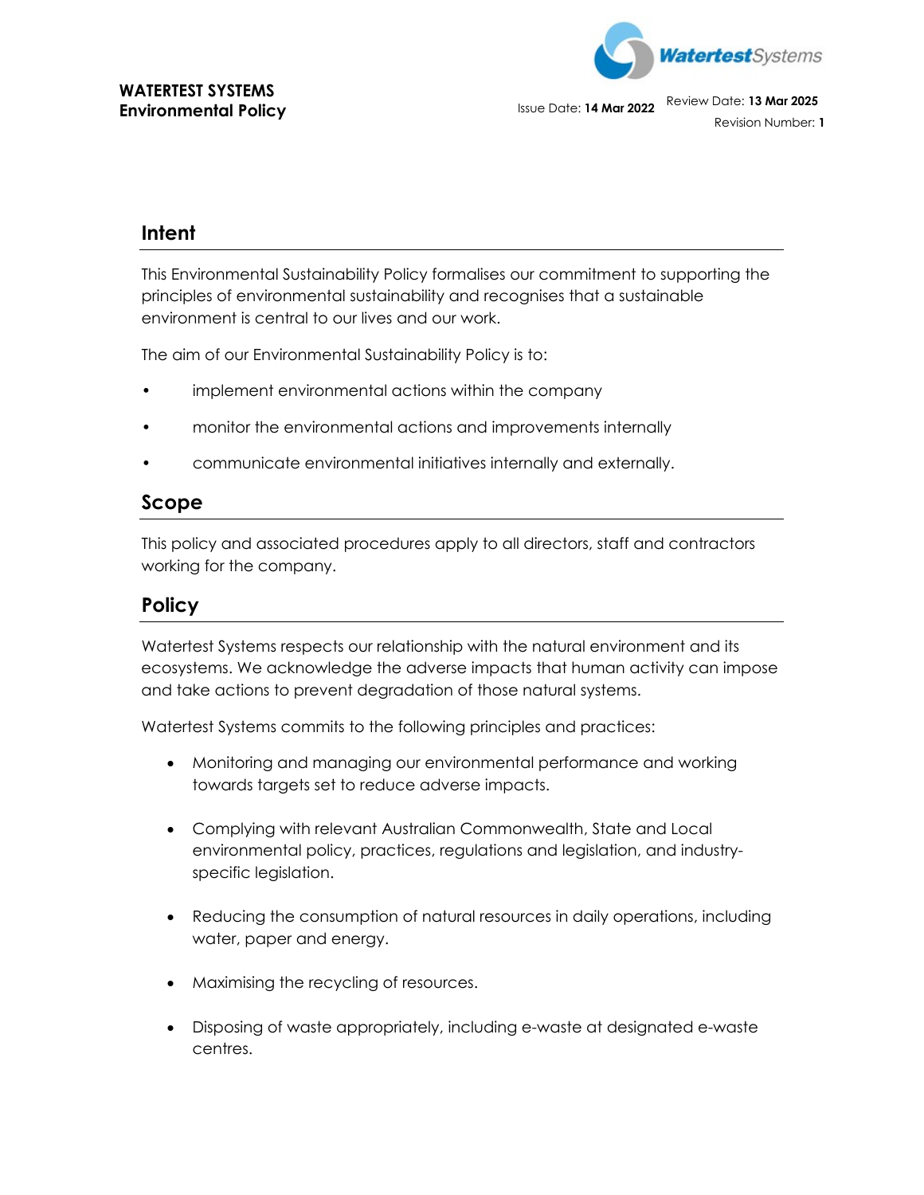**WATERTEST SYSTEMS**
**Environmental Policy**

Issue Date: **14 Mar 2022**

Review Date: **13 Mar 2025**

Revision Number: **1**

## Intent

This Environmental Sustainability Policy formalises our commitment to supporting the principles of environmental sustainability and recognises that a sustainable environment is central to our lives and our work.

The aim of our Environmental Sustainability Policy is to:

- implement environmental actions within the company
- monitor the environmental actions and improvements internally
- communicate environmental initiatives internally and externally.

## Scope

This policy and associated procedures apply to all directors, staff and contractors working for the company.

## Policy

Watertest Systems respects our relationship with the natural environment and its ecosystems. We acknowledge the adverse impacts that human activity can impose and take actions to prevent degradation of those natural systems.

Watertest Systems commits to the following principles and practices:

- Monitoring and managing our environmental performance and working towards targets set to reduce adverse impacts.
- Complying with relevant Australian Commonwealth, State and Local environmental policy, practices, regulations and legislation, and industry-specific legislation.
- Reducing the consumption of natural resources in daily operations, including water, paper and energy.
- Maximising the recycling of resources.
- Disposing of waste appropriately, including e-waste at designated e-waste centres.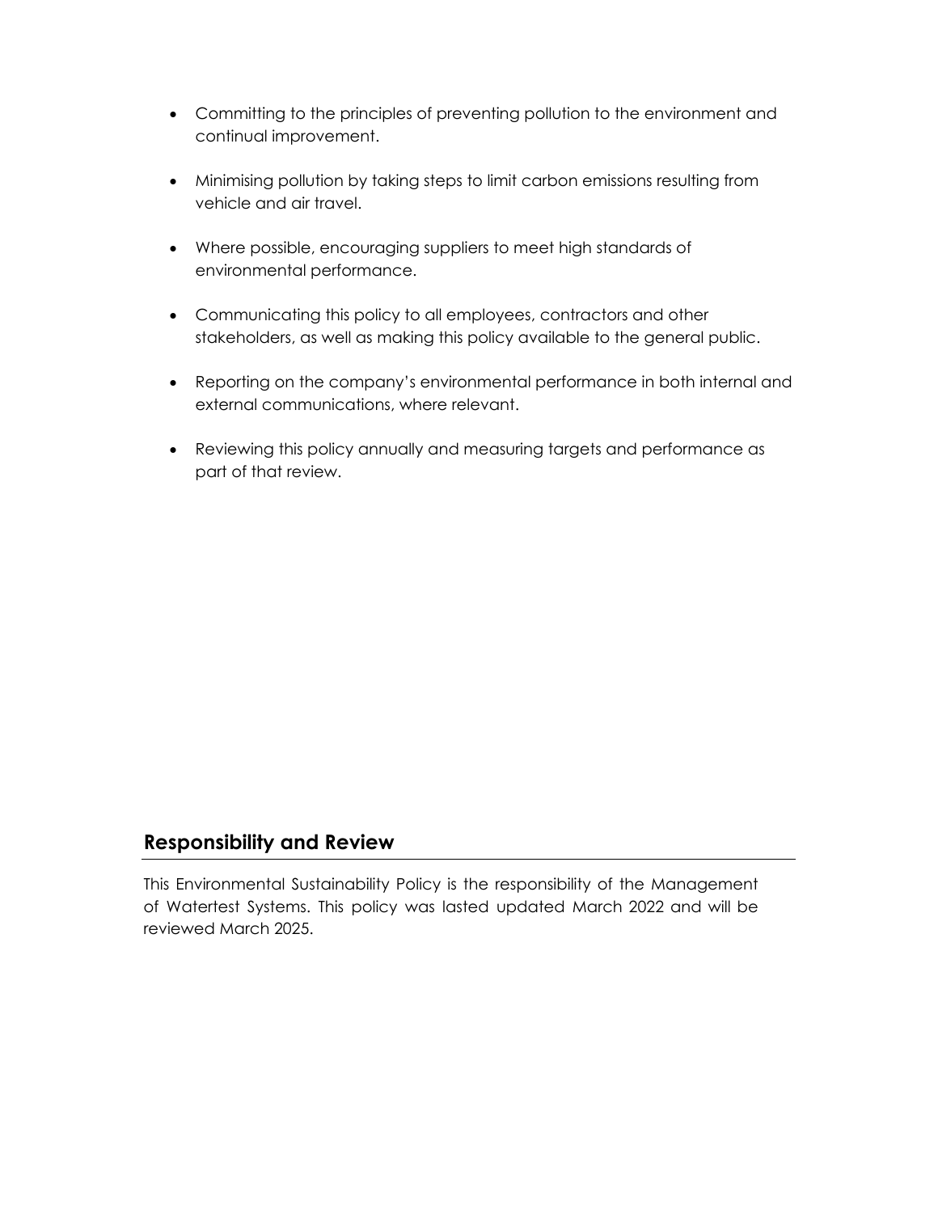- Committing to the principles of preventing pollution to the environment and continual improvement.
- Minimising pollution by taking steps to limit carbon emissions resulting from vehicle and air travel.
- Where possible, encouraging suppliers to meet high standards of environmental performance.
- Communicating this policy to all employees, contractors and other stakeholders, as well as making this policy available to the general public.
- Reporting on the company's environmental performance in both internal and external communications, where relevant.
- Reviewing this policy annually and measuring targets and performance as part of that review.

## Responsibility and Review

This Environmental Sustainability Policy is the responsibility of the Management of Watertest Systems. This policy was lasted updated March 2022 and will be reviewed March 2025.